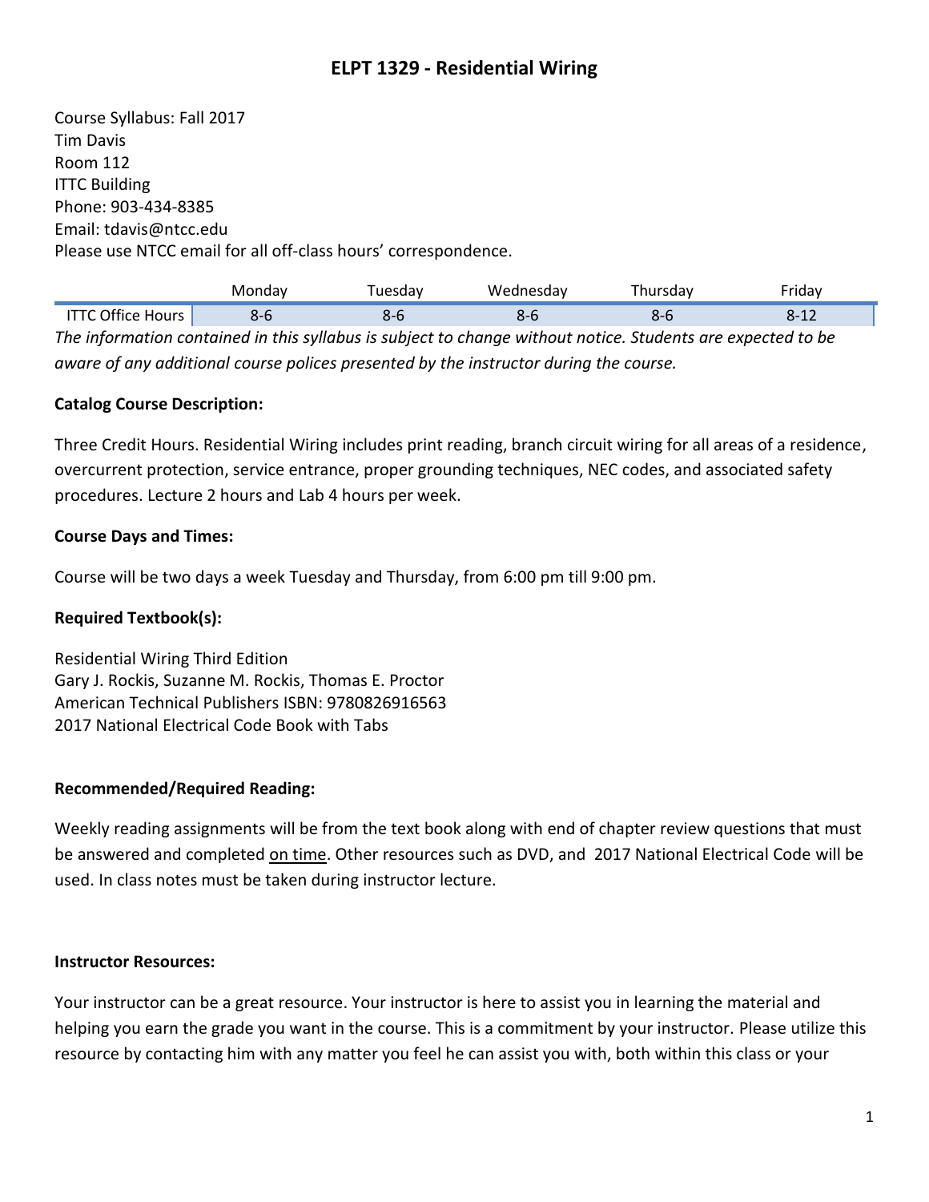# ELPT 1329 - Residential Wiring

Course Syllabus: Fall 2017
Tim Davis
Room 112
ITTC Building
Phone: 903-434-8385
Email: tdavis@ntcc.edu
Please use NTCC email for all off-class hours' correspondence.

| | Monday | Tuesday | Wednesday | Thursday | Friday |
|---|---|---|---|---|---|
| ITTC Office Hours | 8-6 | 8-6 | 8-6 | 8-6 | 8-12 |

*The information contained in this syllabus is subject to change without notice. Students are expected to be aware of any additional course polices presented by the instructor during the course.*

**Catalog Course Description:**

Three Credit Hours. Residential Wiring includes print reading, branch circuit wiring for all areas of a residence, overcurrent protection, service entrance, proper grounding techniques, NEC codes, and associated safety procedures. Lecture 2 hours and Lab 4 hours per week.

**Course Days and Times:**

Course will be two days a week Tuesday and Thursday, from 6:00 pm till 9:00 pm.

**Required Textbook(s):**

Residential Wiring Third Edition
Gary J. Rockis, Suzanne M. Rockis, Thomas E. Proctor
American Technical Publishers ISBN: 9780826916563
2017 National Electrical Code Book with Tabs

**Recommended/Required Reading:**

Weekly reading assignments will be from the text book along with end of chapter review questions that must be answered and completed on time. Other resources such as DVD, and 2017 National Electrical Code will be used. In class notes must be taken during instructor lecture.

**Instructor Resources:**

Your instructor can be a great resource. Your instructor is here to assist you in learning the material and helping you earn the grade you want in the course. This is a commitment by your instructor. Please utilize this resource by contacting him with any matter you feel he can assist you with, both within this class or your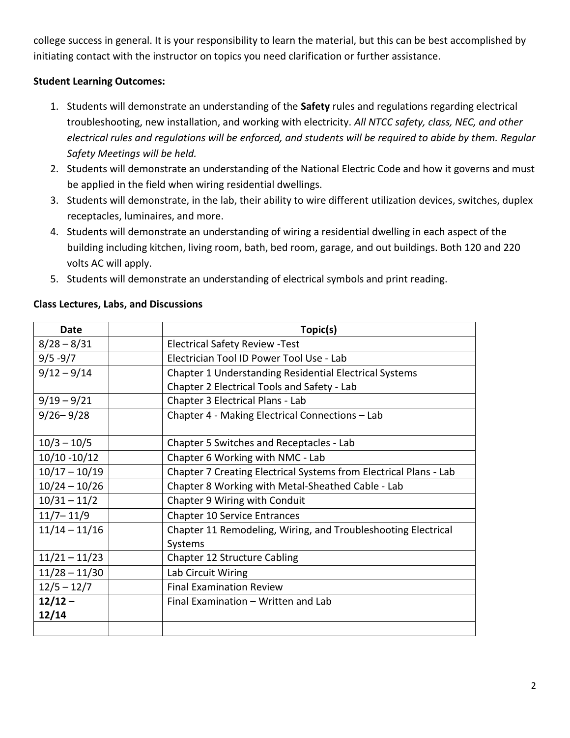college success in general. It is your responsibility to learn the material, but this can be best accomplished by initiating contact with the instructor on topics you need clarification or further assistance.

**Student Learning Outcomes:**

1. Students will demonstrate an understanding of the **Safety** rules and regulations regarding electrical troubleshooting, new installation, and working with electricity. *All NTCC safety, class, NEC, and other electrical rules and regulations will be enforced, and students will be required to abide by them. Regular Safety Meetings will be held.*
2. Students will demonstrate an understanding of the National Electric Code and how it governs and must be applied in the field when wiring residential dwellings.
3. Students will demonstrate, in the lab, their ability to wire different utilization devices, switches, duplex receptacles, luminaires, and more.
4. Students will demonstrate an understanding of wiring a residential dwelling in each aspect of the building including kitchen, living room, bath, bed room, garage, and out buildings. Both 120 and 220 volts AC will apply.
5. Students will demonstrate an understanding of electrical symbols and print reading.

**Class Lectures, Labs, and Discussions**

| Date | | Topic(s) |
|---|---|---|
| 8/28 – 8/31 | | Electrical Safety Review -Test |
| 9/5 -9/7 | | Electrician Tool ID Power Tool Use - Lab |
| 9/12 – 9/14 | | Chapter 1 Understanding Residential Electrical Systems<br>Chapter 2 Electrical Tools and Safety - Lab |
| 9/19 – 9/21 | | Chapter 3 Electrical Plans - Lab |
| 9/26– 9/28 | | Chapter 4 - Making Electrical Connections – Lab |
| 10/3 – 10/5 | | Chapter 5 Switches and Receptacles - Lab |
| 10/10 -10/12 | | Chapter 6 Working with NMC - Lab |
| 10/17 – 10/19 | | Chapter 7 Creating Electrical Systems from Electrical Plans - Lab |
| 10/24 – 10/26 | | Chapter 8 Working with Metal-Sheathed Cable - Lab |
| 10/31 – 11/2 | | Chapter 9 Wiring with Conduit |
| 11/7– 11/9 | | Chapter 10 Service Entrances |
| 11/14 – 11/16 | | Chapter 11 Remodeling, Wiring, and Troubleshooting Electrical Systems |
| 11/21 – 11/23 | | Chapter 12 Structure Cabling |
| 11/28 – 11/30 | | Lab Circuit Wiring |
| 12/5 – 12/7 | | Final Examination Review |
| **12/12 – 12/14** | | Final Examination – Written and Lab |
| | | |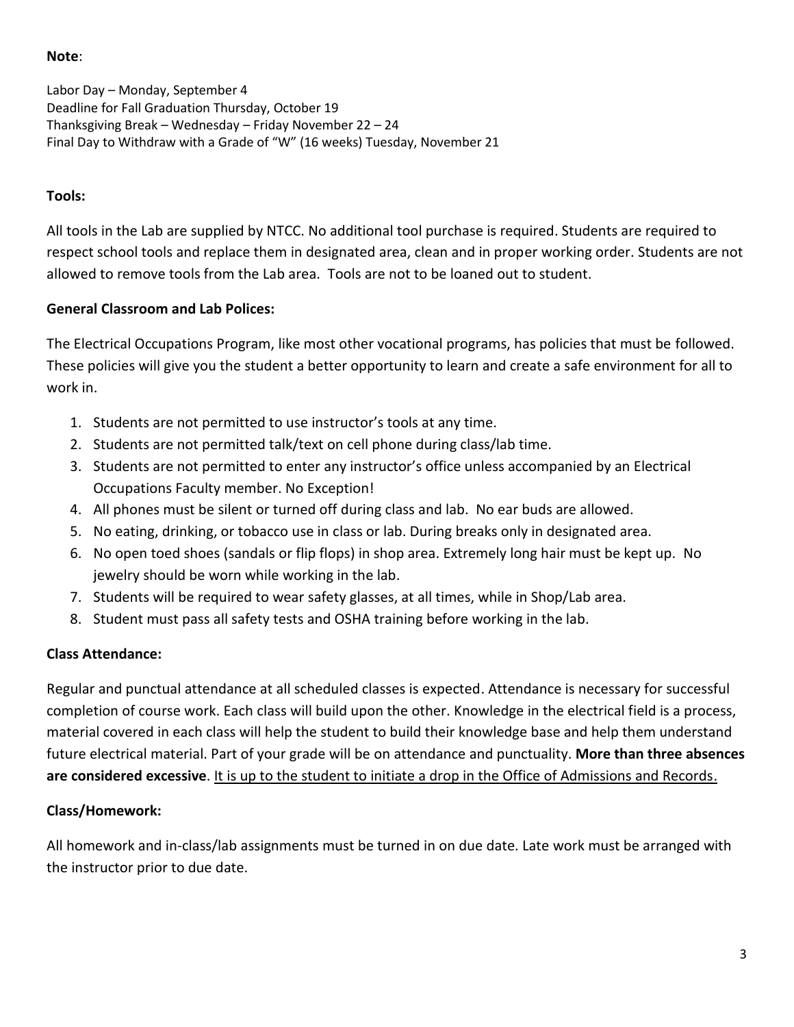**Note**:

Labor Day – Monday, September 4
Deadline for Fall Graduation Thursday, October 19
Thanksgiving Break – Wednesday – Friday November 22 – 24
Final Day to Withdraw with a Grade of "W" (16 weeks) Tuesday, November 21

**Tools:**

All tools in the Lab are supplied by NTCC. No additional tool purchase is required. Students are required to respect school tools and replace them in designated area, clean and in proper working order. Students are not allowed to remove tools from the Lab area. Tools are not to be loaned out to student.

**General Classroom and Lab Polices:**

The Electrical Occupations Program, like most other vocational programs, has policies that must be followed. These policies will give you the student a better opportunity to learn and create a safe environment for all to work in.

1. Students are not permitted to use instructor's tools at any time.
2. Students are not permitted talk/text on cell phone during class/lab time.
3. Students are not permitted to enter any instructor's office unless accompanied by an Electrical Occupations Faculty member. No Exception!
4. All phones must be silent or turned off during class and lab. No ear buds are allowed.
5. No eating, drinking, or tobacco use in class or lab. During breaks only in designated area.
6. No open toed shoes (sandals or flip flops) in shop area. Extremely long hair must be kept up. No jewelry should be worn while working in the lab.
7. Students will be required to wear safety glasses, at all times, while in Shop/Lab area.
8. Student must pass all safety tests and OSHA training before working in the lab.

**Class Attendance:**

Regular and punctual attendance at all scheduled classes is expected. Attendance is necessary for successful completion of course work. Each class will build upon the other. Knowledge in the electrical field is a process, material covered in each class will help the student to build their knowledge base and help them understand future electrical material. Part of your grade will be on attendance and punctuality. **More than three absences are considered excessive**. <u>It is up to the student to initiate a drop in the Office of Admissions and Records.</u>

**Class/Homework:**

All homework and in-class/lab assignments must be turned in on due date. Late work must be arranged with the instructor prior to due date.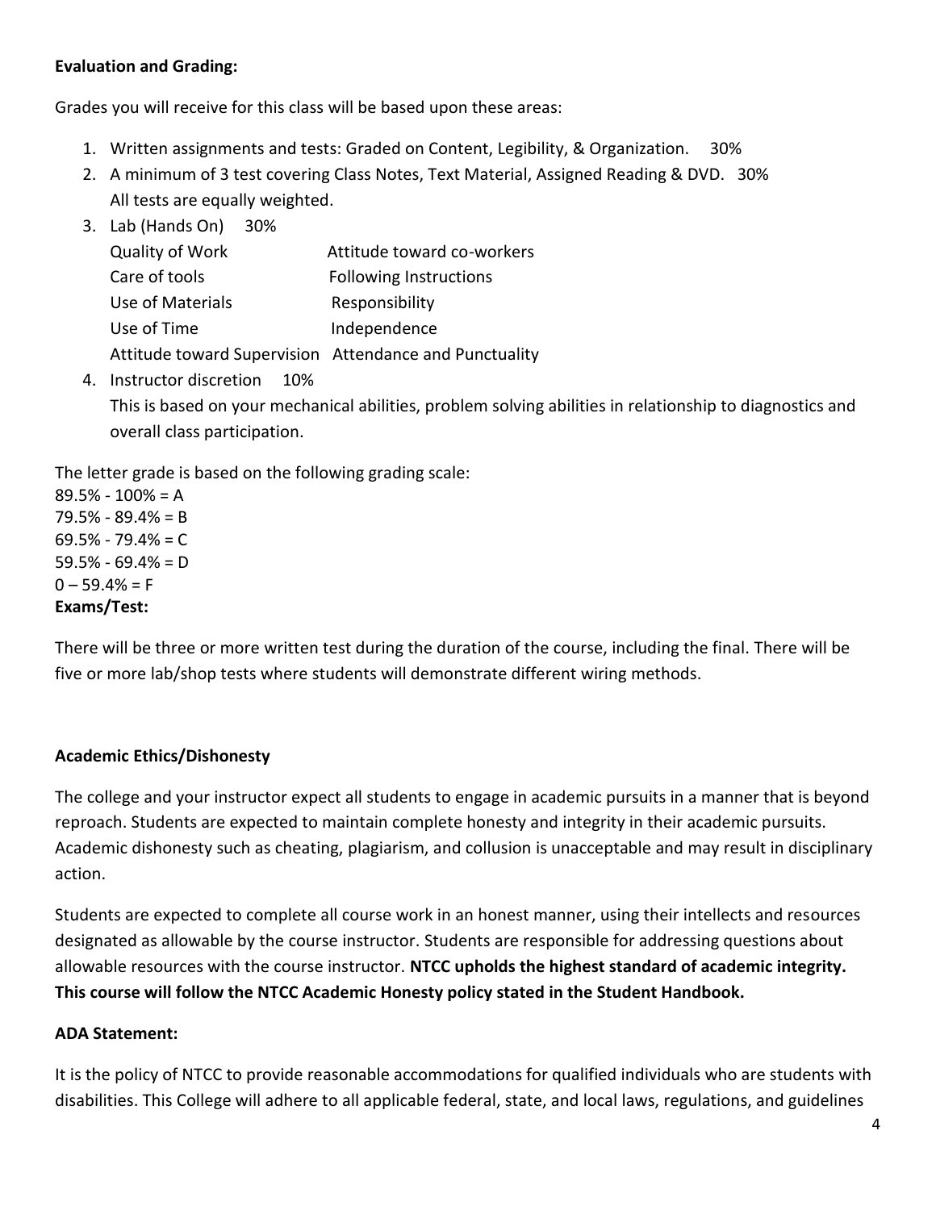**Evaluation and Grading:**

Grades you will receive for this class will be based upon these areas:

1. Written assignments and tests: Graded on Content, Legibility, & Organization. 30%
2. A minimum of 3 test covering Class Notes, Text Material, Assigned Reading & DVD. 30%
   All tests are equally weighted.
3. Lab (Hands On) 30%

   | | |
   |---|---|
   | Quality of Work | Attitude toward co-workers |
   | Care of tools | Following Instructions |
   | Use of Materials | Responsibility |
   | Use of Time | Independence |
   | Attitude toward Supervision | Attendance and Punctuality |

4. Instructor discretion 10%
   This is based on your mechanical abilities, problem solving abilities in relationship to diagnostics and overall class participation.

The letter grade is based on the following grading scale:
89.5% - 100% = A
79.5% - 89.4% = B
69.5% - 79.4% = C
59.5% - 69.4% = D
0 – 59.4% = F

**Exams/Test:**

There will be three or more written test during the duration of the course, including the final. There will be five or more lab/shop tests where students will demonstrate different wiring methods.

**Academic Ethics/Dishonesty**

The college and your instructor expect all students to engage in academic pursuits in a manner that is beyond reproach. Students are expected to maintain complete honesty and integrity in their academic pursuits. Academic dishonesty such as cheating, plagiarism, and collusion is unacceptable and may result in disciplinary action.

Students are expected to complete all course work in an honest manner, using their intellects and resources designated as allowable by the course instructor. Students are responsible for addressing questions about allowable resources with the course instructor. **NTCC upholds the highest standard of academic integrity. This course will follow the NTCC Academic Honesty policy stated in the Student Handbook.**

**ADA Statement:**

It is the policy of NTCC to provide reasonable accommodations for qualified individuals who are students with disabilities. This College will adhere to all applicable federal, state, and local laws, regulations, and guidelines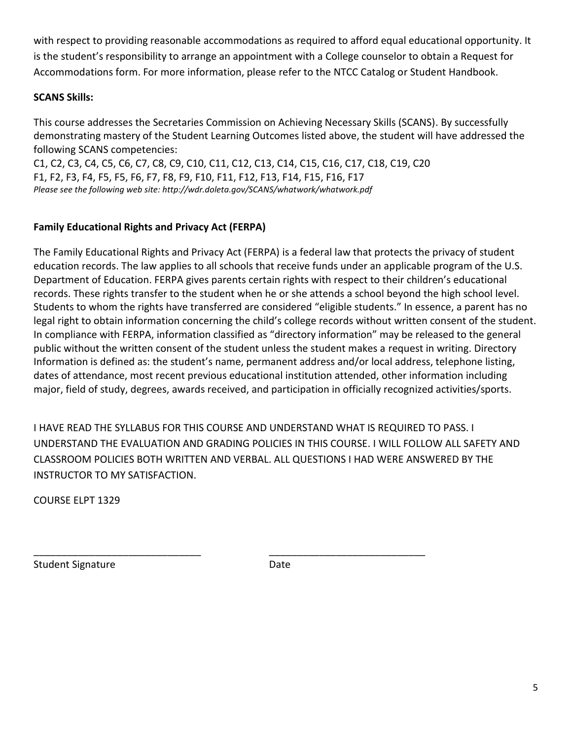with respect to providing reasonable accommodations as required to afford equal educational opportunity. It is the student's responsibility to arrange an appointment with a College counselor to obtain a Request for Accommodations form. For more information, please refer to the NTCC Catalog or Student Handbook.

**SCANS Skills:**

This course addresses the Secretaries Commission on Achieving Necessary Skills (SCANS). By successfully demonstrating mastery of the Student Learning Outcomes listed above, the student will have addressed the following SCANS competencies:
C1, C2, C3, C4, C5, C6, C7, C8, C9, C10, C11, C12, C13, C14, C15, C16, C17, C18, C19, C20
F1, F2, F3, F4, F5, F5, F6, F7, F8, F9, F10, F11, F12, F13, F14, F15, F16, F17
*Please see the following web site: http://wdr.doleta.gov/SCANS/whatwork/whatwork.pdf*

**Family Educational Rights and Privacy Act (FERPA)**

The Family Educational Rights and Privacy Act (FERPA) is a federal law that protects the privacy of student education records. The law applies to all schools that receive funds under an applicable program of the U.S. Department of Education. FERPA gives parents certain rights with respect to their children's educational records. These rights transfer to the student when he or she attends a school beyond the high school level. Students to whom the rights have transferred are considered "eligible students." In essence, a parent has no legal right to obtain information concerning the child's college records without written consent of the student. In compliance with FERPA, information classified as "directory information" may be released to the general public without the written consent of the student unless the student makes a request in writing. Directory Information is defined as: the student's name, permanent address and/or local address, telephone listing, dates of attendance, most recent previous educational institution attended, other information including major, field of study, degrees, awards received, and participation in officially recognized activities/sports.

I HAVE READ THE SYLLABUS FOR THIS COURSE AND UNDERSTAND WHAT IS REQUIRED TO PASS. I UNDERSTAND THE EVALUATION AND GRADING POLICIES IN THIS COURSE. I WILL FOLLOW ALL SAFETY AND CLASSROOM POLICIES BOTH WRITTEN AND VERBAL. ALL QUESTIONS I HAD WERE ANSWERED BY THE INSTRUCTOR TO MY SATISFACTION.

COURSE ELPT 1329

_______________________________ &nbsp;&nbsp;&nbsp;&nbsp;&nbsp;&nbsp;&nbsp;&nbsp; _____________________________

Student Signature &nbsp;&nbsp;&nbsp;&nbsp;&nbsp;&nbsp;&nbsp;&nbsp;&nbsp;&nbsp;&nbsp;&nbsp;&nbsp;&nbsp;&nbsp;&nbsp;&nbsp;&nbsp;&nbsp;&nbsp;&nbsp;&nbsp;&nbsp;&nbsp;&nbsp;&nbsp;&nbsp;&nbsp; Date